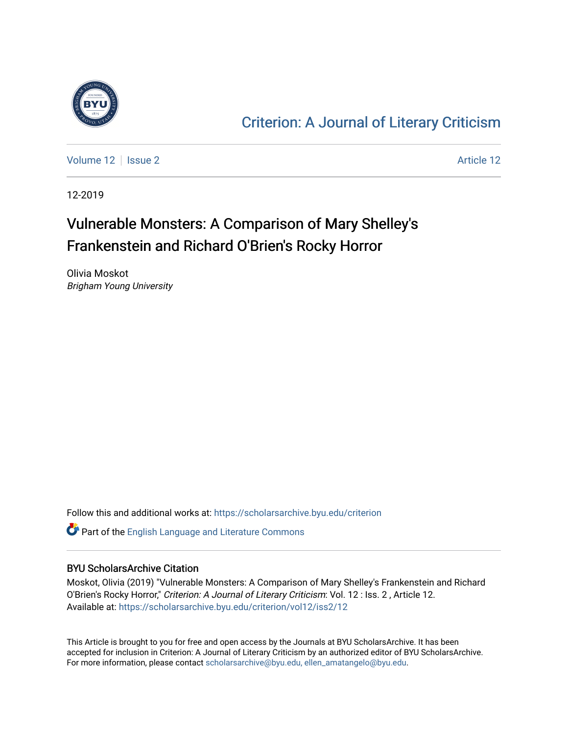[Criterion: A Journal of Literary Criticism](https://scholarsarchive.byu.edu/criterion)

Volume 12 | Issue 2 | Article 12

12-2019

# Vulnerable Monsters: A Comparison of Mary Shelley's Frankenstein and Richard O'Brien's Rocky Horror

Olivia Moskot
*Brigham Young University*

Follow this and additional works at: https://scholarsarchive.byu.edu/criterion

Part of the English Language and Literature Commons

## BYU ScholarsArchive Citation

Moskot, Olivia (2019) "Vulnerable Monsters: A Comparison of Mary Shelley's Frankenstein and Richard O'Brien's Rocky Horror," *Criterion: A Journal of Literary Criticism*: Vol. 12 : Iss. 2 , Article 12.
Available at: https://scholarsarchive.byu.edu/criterion/vol12/iss2/12

This Article is brought to you for free and open access by the Journals at BYU ScholarsArchive. It has been accepted for inclusion in Criterion: A Journal of Literary Criticism by an authorized editor of BYU ScholarsArchive. For more information, please contact scholarsarchive@byu.edu, ellen_amatangelo@byu.edu.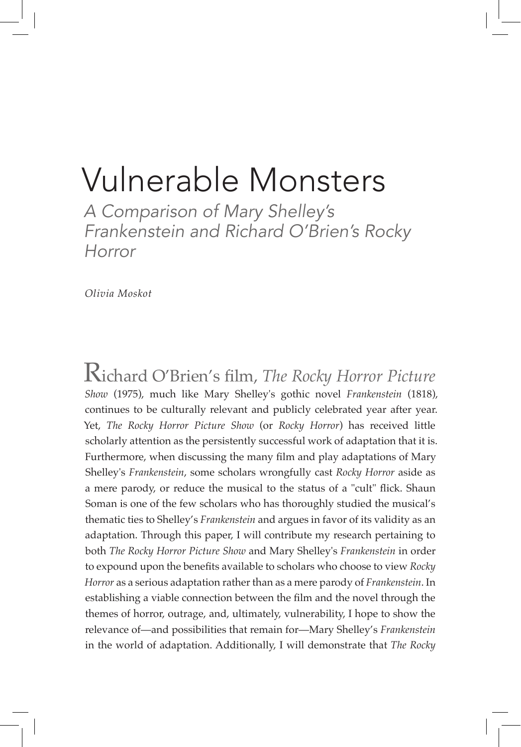# Vulnerable Monsters

*A Comparison of Mary Shelley's Frankenstein and Richard O'Brien's Rocky Horror*

*Olivia Moskot*

Richard O'Brien's film, *The Rocky Horror Picture Show* (1975), much like Mary Shelley's gothic novel *Frankenstein* (1818), continues to be culturally relevant and publicly celebrated year after year. Yet, *The Rocky Horror Picture Show* (or *Rocky Horror*) has received little scholarly attention as the persistently successful work of adaptation that it is. Furthermore, when discussing the many film and play adaptations of Mary Shelley's *Frankenstein*, some scholars wrongfully cast *Rocky Horror* aside as a mere parody, or reduce the musical to the status of a "cult" flick. Shaun Soman is one of the few scholars who has thoroughly studied the musical's thematic ties to Shelley's *Frankenstein* and argues in favor of its validity as an adaptation. Through this paper, I will contribute my research pertaining to both *The Rocky Horror Picture Show* and Mary Shelley's *Frankenstein* in order to expound upon the benefits available to scholars who choose to view *Rocky Horror* as a serious adaptation rather than as a mere parody of *Frankenstein*. In establishing a viable connection between the film and the novel through the themes of horror, outrage, and, ultimately, vulnerability, I hope to show the relevance of—and possibilities that remain for—Mary Shelley's *Frankenstein* in the world of adaptation. Additionally, I will demonstrate that *The Rocky*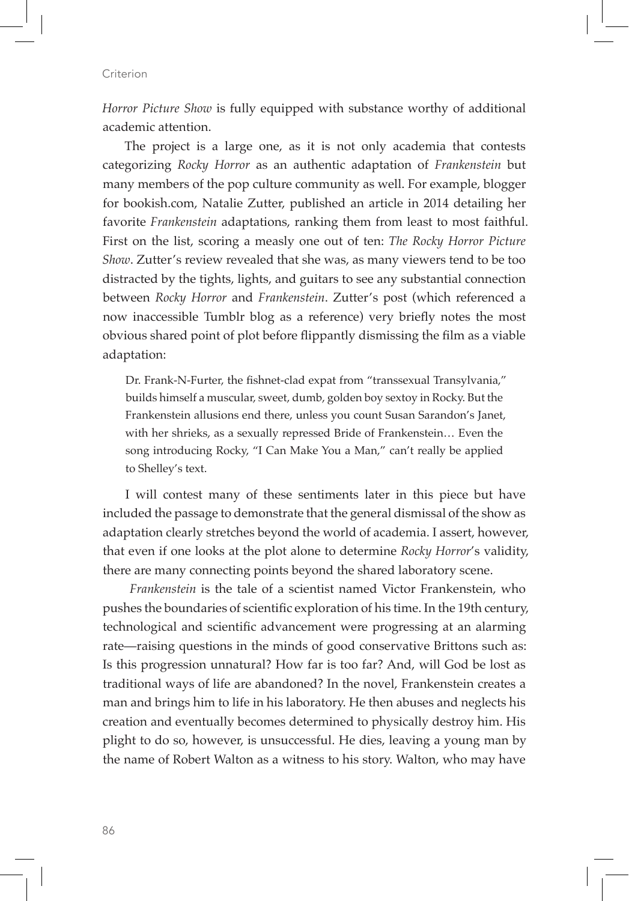*Horror Picture Show* is fully equipped with substance worthy of additional academic attention.

The project is a large one, as it is not only academia that contests categorizing *Rocky Horror* as an authentic adaptation of *Frankenstein* but many members of the pop culture community as well. For example, blogger for bookish.com, Natalie Zutter, published an article in 2014 detailing her favorite *Frankenstein* adaptations, ranking them from least to most faithful. First on the list, scoring a measly one out of ten: *The Rocky Horror Picture Show*. Zutter's review revealed that she was, as many viewers tend to be too distracted by the tights, lights, and guitars to see any substantial connection between *Rocky Horror* and *Frankenstein*. Zutter's post (which referenced a now inaccessible Tumblr blog as a reference) very briefly notes the most obvious shared point of plot before flippantly dismissing the film as a viable adaptation:

> Dr. Frank-N-Furter, the fishnet-clad expat from "transsexual Transylvania," builds himself a muscular, sweet, dumb, golden boy sextoy in Rocky. But the Frankenstein allusions end there, unless you count Susan Sarandon's Janet, with her shrieks, as a sexually repressed Bride of Frankenstein… Even the song introducing Rocky, "I Can Make You a Man," can't really be applied to Shelley's text.

I will contest many of these sentiments later in this piece but have included the passage to demonstrate that the general dismissal of the show as adaptation clearly stretches beyond the world of academia. I assert, however, that even if one looks at the plot alone to determine *Rocky Horror*'s validity, there are many connecting points beyond the shared laboratory scene.

*Frankenstein* is the tale of a scientist named Victor Frankenstein, who pushes the boundaries of scientific exploration of his time. In the 19th century, technological and scientific advancement were progressing at an alarming rate—raising questions in the minds of good conservative Brittons such as: Is this progression unnatural? How far is too far? And, will God be lost as traditional ways of life are abandoned? In the novel, Frankenstein creates a man and brings him to life in his laboratory. He then abuses and neglects his creation and eventually becomes determined to physically destroy him. His plight to do so, however, is unsuccessful. He dies, leaving a young man by the name of Robert Walton as a witness to his story. Walton, who may have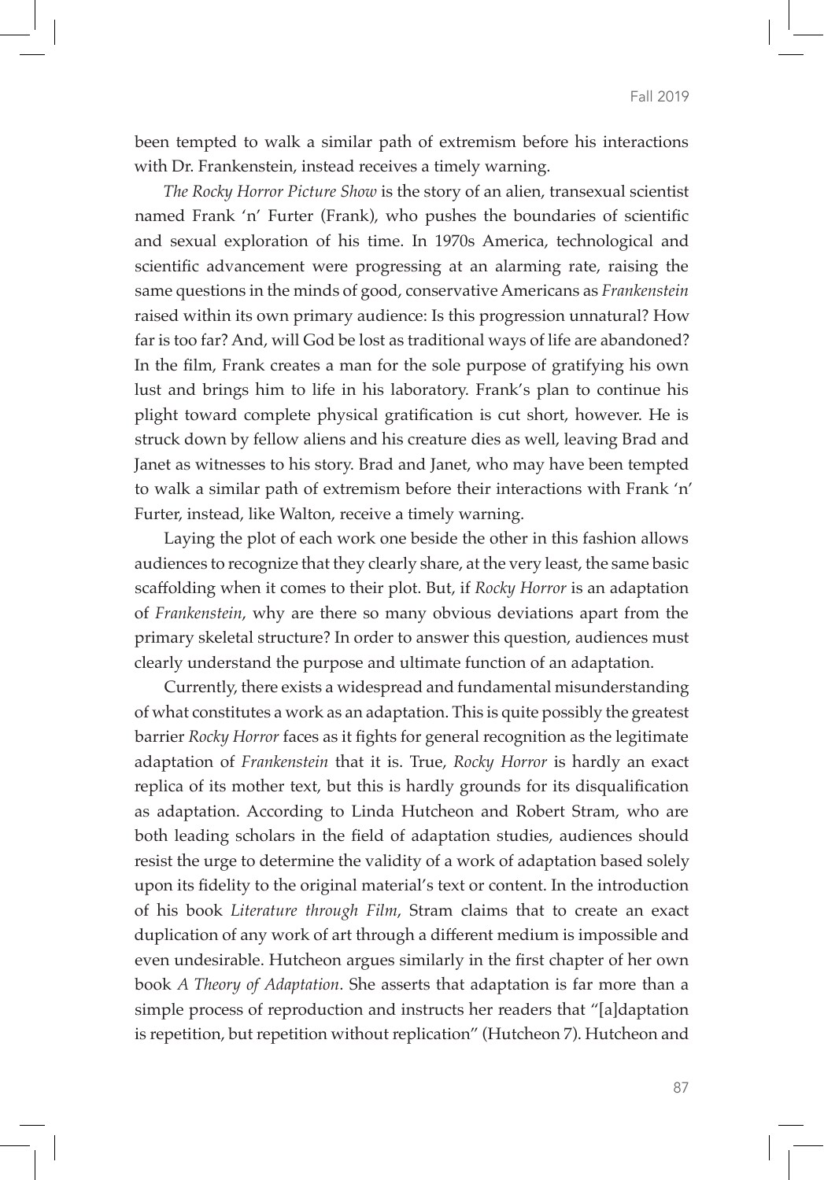been tempted to walk a similar path of extremism before his interactions with Dr. Frankenstein, instead receives a timely warning.

*The Rocky Horror Picture Show* is the story of an alien, transexual scientist named Frank 'n' Furter (Frank), who pushes the boundaries of scientific and sexual exploration of his time. In 1970s America, technological and scientific advancement were progressing at an alarming rate, raising the same questions in the minds of good, conservative Americans as *Frankenstein* raised within its own primary audience: Is this progression unnatural? How far is too far? And, will God be lost as traditional ways of life are abandoned? In the film, Frank creates a man for the sole purpose of gratifying his own lust and brings him to life in his laboratory. Frank's plan to continue his plight toward complete physical gratification is cut short, however. He is struck down by fellow aliens and his creature dies as well, leaving Brad and Janet as witnesses to his story. Brad and Janet, who may have been tempted to walk a similar path of extremism before their interactions with Frank 'n' Furter, instead, like Walton, receive a timely warning.

Laying the plot of each work one beside the other in this fashion allows audiences to recognize that they clearly share, at the very least, the same basic scaffolding when it comes to their plot. But, if *Rocky Horror* is an adaptation of *Frankenstein*, why are there so many obvious deviations apart from the primary skeletal structure? In order to answer this question, audiences must clearly understand the purpose and ultimate function of an adaptation.

Currently, there exists a widespread and fundamental misunderstanding of what constitutes a work as an adaptation. This is quite possibly the greatest barrier *Rocky Horror* faces as it fights for general recognition as the legitimate adaptation of *Frankenstein* that it is. True, *Rocky Horror* is hardly an exact replica of its mother text, but this is hardly grounds for its disqualification as adaptation. According to Linda Hutcheon and Robert Stram, who are both leading scholars in the field of adaptation studies, audiences should resist the urge to determine the validity of a work of adaptation based solely upon its fidelity to the original material's text or content. In the introduction of his book *Literature through Film*, Stram claims that to create an exact duplication of any work of art through a different medium is impossible and even undesirable. Hutcheon argues similarly in the first chapter of her own book *A Theory of Adaptation*. She asserts that adaptation is far more than a simple process of reproduction and instructs her readers that "[a]daptation is repetition, but repetition without replication" (Hutcheon 7). Hutcheon and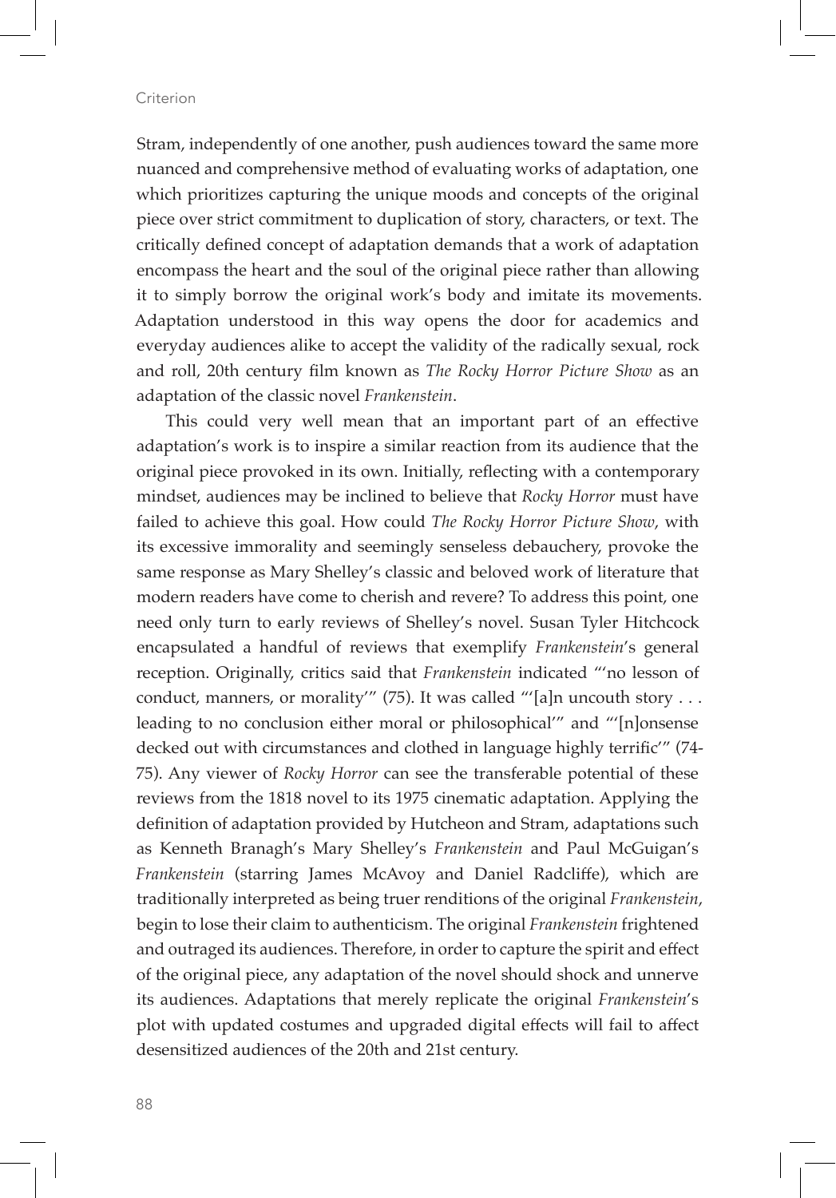Stram, independently of one another, push audiences toward the same more nuanced and comprehensive method of evaluating works of adaptation, one which prioritizes capturing the unique moods and concepts of the original piece over strict commitment to duplication of story, characters, or text. The critically defined concept of adaptation demands that a work of adaptation encompass the heart and the soul of the original piece rather than allowing it to simply borrow the original work's body and imitate its movements. Adaptation understood in this way opens the door for academics and everyday audiences alike to accept the validity of the radically sexual, rock and roll, 20th century film known as *The Rocky Horror Picture Show* as an adaptation of the classic novel *Frankenstein*.

This could very well mean that an important part of an effective adaptation's work is to inspire a similar reaction from its audience that the original piece provoked in its own. Initially, reflecting with a contemporary mindset, audiences may be inclined to believe that *Rocky Horror* must have failed to achieve this goal. How could *The Rocky Horror Picture Show*, with its excessive immorality and seemingly senseless debauchery, provoke the same response as Mary Shelley's classic and beloved work of literature that modern readers have come to cherish and revere? To address this point, one need only turn to early reviews of Shelley's novel. Susan Tyler Hitchcock encapsulated a handful of reviews that exemplify *Frankenstein*'s general reception. Originally, critics said that *Frankenstein* indicated "'no lesson of conduct, manners, or morality'" (75). It was called "'[a]n uncouth story . . . leading to no conclusion either moral or philosophical'" and "'[n]onsense decked out with circumstances and clothed in language highly terrific'" (74-75). Any viewer of *Rocky Horror* can see the transferable potential of these reviews from the 1818 novel to its 1975 cinematic adaptation. Applying the definition of adaptation provided by Hutcheon and Stram, adaptations such as Kenneth Branagh's Mary Shelley's *Frankenstein* and Paul McGuigan's *Frankenstein* (starring James McAvoy and Daniel Radcliffe), which are traditionally interpreted as being truer renditions of the original *Frankenstein*, begin to lose their claim to authenticism. The original *Frankenstein* frightened and outraged its audiences. Therefore, in order to capture the spirit and effect of the original piece, any adaptation of the novel should shock and unnerve its audiences. Adaptations that merely replicate the original *Frankenstein*'s plot with updated costumes and upgraded digital effects will fail to affect desensitized audiences of the 20th and 21st century.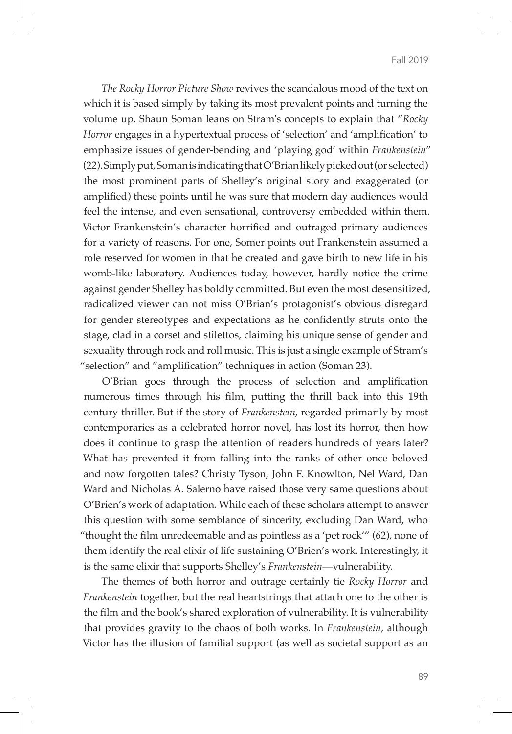*The Rocky Horror Picture Show* revives the scandalous mood of the text on which it is based simply by taking its most prevalent points and turning the volume up. Shaun Soman leans on Stram's concepts to explain that "*Rocky Horror* engages in a hypertextual process of 'selection' and 'amplification' to emphasize issues of gender-bending and 'playing god' within *Frankenstein*" (22). Simply put, Soman is indicating that O'Brian likely picked out (or selected) the most prominent parts of Shelley's original story and exaggerated (or amplified) these points until he was sure that modern day audiences would feel the intense, and even sensational, controversy embedded within them. Victor Frankenstein's character horrified and outraged primary audiences for a variety of reasons. For one, Somer points out Frankenstein assumed a role reserved for women in that he created and gave birth to new life in his womb-like laboratory. Audiences today, however, hardly notice the crime against gender Shelley has boldly committed. But even the most desensitized, radicalized viewer can not miss O'Brian's protagonist's obvious disregard for gender stereotypes and expectations as he confidently struts onto the stage, clad in a corset and stilettos, claiming his unique sense of gender and sexuality through rock and roll music. This is just a single example of Stram's "selection" and "amplification" techniques in action (Soman 23).

O'Brian goes through the process of selection and amplification numerous times through his film, putting the thrill back into this 19th century thriller. But if the story of *Frankenstein*, regarded primarily by most contemporaries as a celebrated horror novel, has lost its horror, then how does it continue to grasp the attention of readers hundreds of years later? What has prevented it from falling into the ranks of other once beloved and now forgotten tales? Christy Tyson, John F. Knowlton, Nel Ward, Dan Ward and Nicholas A. Salerno have raised those very same questions about O'Brien's work of adaptation. While each of these scholars attempt to answer this question with some semblance of sincerity, excluding Dan Ward, who "thought the film unredeemable and as pointless as a 'pet rock'" (62), none of them identify the real elixir of life sustaining O'Brien's work. Interestingly, it is the same elixir that supports Shelley's *Frankenstein*—vulnerability.

The themes of both horror and outrage certainly tie *Rocky Horror* and *Frankenstein* together, but the real heartstrings that attach one to the other is the film and the book's shared exploration of vulnerability. It is vulnerability that provides gravity to the chaos of both works. In *Frankenstein*, although Victor has the illusion of familial support (as well as societal support as an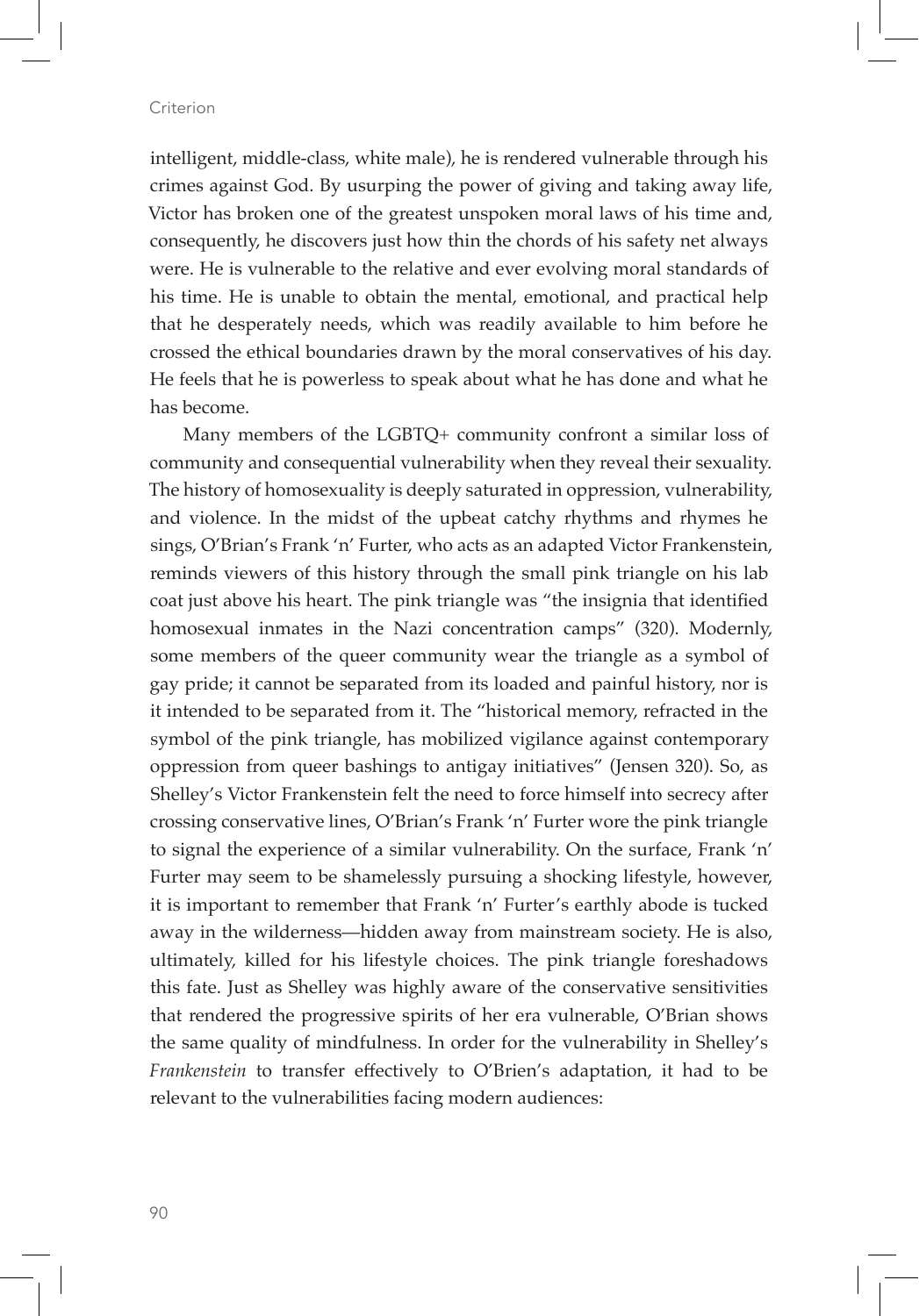intelligent, middle-class, white male), he is rendered vulnerable through his crimes against God. By usurping the power of giving and taking away life, Victor has broken one of the greatest unspoken moral laws of his time and, consequently, he discovers just how thin the chords of his safety net always were. He is vulnerable to the relative and ever evolving moral standards of his time. He is unable to obtain the mental, emotional, and practical help that he desperately needs, which was readily available to him before he crossed the ethical boundaries drawn by the moral conservatives of his day. He feels that he is powerless to speak about what he has done and what he has become.

Many members of the LGBTQ+ community confront a similar loss of community and consequential vulnerability when they reveal their sexuality. The history of homosexuality is deeply saturated in oppression, vulnerability, and violence. In the midst of the upbeat catchy rhythms and rhymes he sings, O'Brian's Frank 'n' Furter, who acts as an adapted Victor Frankenstein, reminds viewers of this history through the small pink triangle on his lab coat just above his heart. The pink triangle was "the insignia that identified homosexual inmates in the Nazi concentration camps" (320). Modernly, some members of the queer community wear the triangle as a symbol of gay pride; it cannot be separated from its loaded and painful history, nor is it intended to be separated from it. The "historical memory, refracted in the symbol of the pink triangle, has mobilized vigilance against contemporary oppression from queer bashings to antigay initiatives" (Jensen 320). So, as Shelley's Victor Frankenstein felt the need to force himself into secrecy after crossing conservative lines, O'Brian's Frank 'n' Furter wore the pink triangle to signal the experience of a similar vulnerability. On the surface, Frank 'n' Furter may seem to be shamelessly pursuing a shocking lifestyle, however, it is important to remember that Frank 'n' Furter's earthly abode is tucked away in the wilderness—hidden away from mainstream society. He is also, ultimately, killed for his lifestyle choices. The pink triangle foreshadows this fate. Just as Shelley was highly aware of the conservative sensitivities that rendered the progressive spirits of her era vulnerable, O'Brian shows the same quality of mindfulness. In order for the vulnerability in Shelley's *Frankenstein* to transfer effectively to O'Brien's adaptation, it had to be relevant to the vulnerabilities facing modern audiences: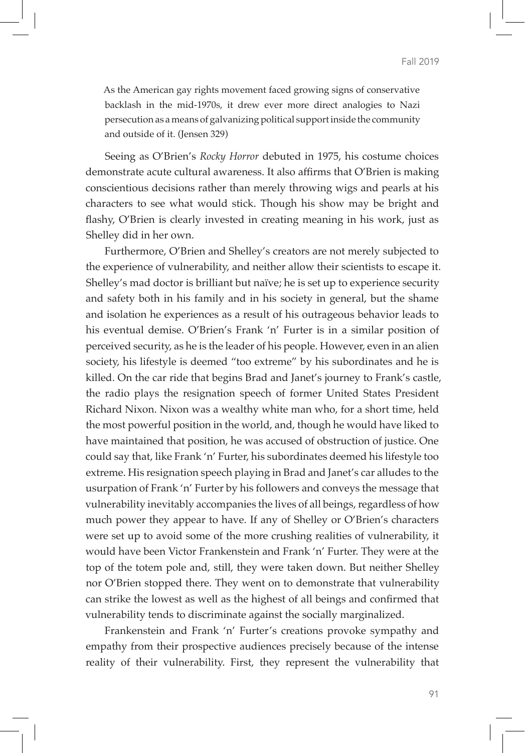> As the American gay rights movement faced growing signs of conservative backlash in the mid-1970s, it drew ever more direct analogies to Nazi persecution as a means of galvanizing political support inside the community and outside of it. (Jensen 329)

Seeing as O'Brien's *Rocky Horror* debuted in 1975, his costume choices demonstrate acute cultural awareness. It also affirms that O'Brien is making conscientious decisions rather than merely throwing wigs and pearls at his characters to see what would stick. Though his show may be bright and flashy, O'Brien is clearly invested in creating meaning in his work, just as Shelley did in her own.

Furthermore, O'Brien and Shelley's creators are not merely subjected to the experience of vulnerability, and neither allow their scientists to escape it. Shelley's mad doctor is brilliant but naïve; he is set up to experience security and safety both in his family and in his society in general, but the shame and isolation he experiences as a result of his outrageous behavior leads to his eventual demise. O'Brien's Frank 'n' Furter is in a similar position of perceived security, as he is the leader of his people. However, even in an alien society, his lifestyle is deemed "too extreme" by his subordinates and he is killed. On the car ride that begins Brad and Janet's journey to Frank's castle, the radio plays the resignation speech of former United States President Richard Nixon. Nixon was a wealthy white man who, for a short time, held the most powerful position in the world, and, though he would have liked to have maintained that position, he was accused of obstruction of justice. One could say that, like Frank 'n' Furter, his subordinates deemed his lifestyle too extreme. His resignation speech playing in Brad and Janet's car alludes to the usurpation of Frank 'n' Furter by his followers and conveys the message that vulnerability inevitably accompanies the lives of all beings, regardless of how much power they appear to have. If any of Shelley or O'Brien's characters were set up to avoid some of the more crushing realities of vulnerability, it would have been Victor Frankenstein and Frank 'n' Furter. They were at the top of the totem pole and, still, they were taken down. But neither Shelley nor O'Brien stopped there. They went on to demonstrate that vulnerability can strike the lowest as well as the highest of all beings and confirmed that vulnerability tends to discriminate against the socially marginalized.

Frankenstein and Frank 'n' Furter's creations provoke sympathy and empathy from their prospective audiences precisely because of the intense reality of their vulnerability. First, they represent the vulnerability that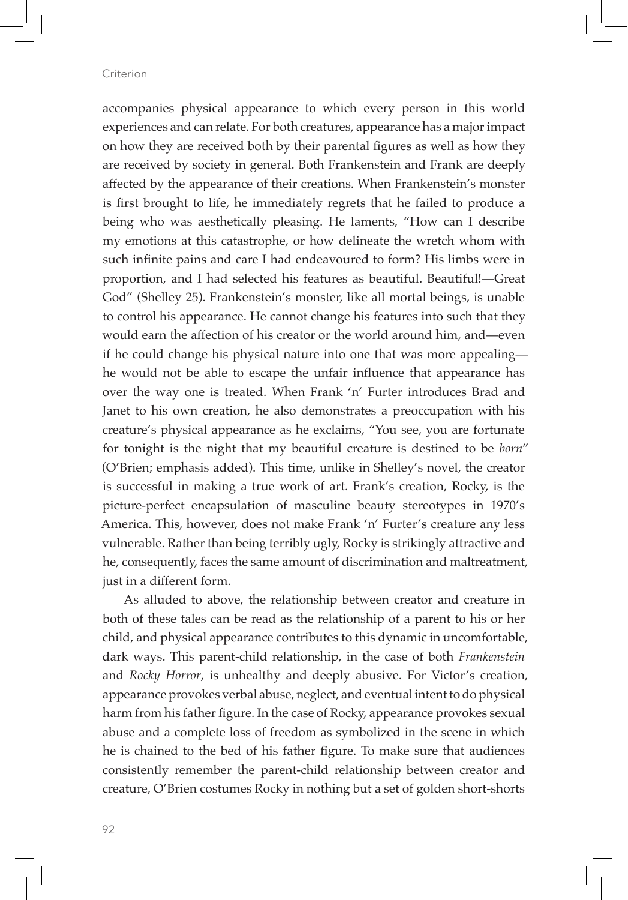accompanies physical appearance to which every person in this world experiences and can relate. For both creatures, appearance has a major impact on how they are received both by their parental figures as well as how they are received by society in general. Both Frankenstein and Frank are deeply affected by the appearance of their creations. When Frankenstein's monster is first brought to life, he immediately regrets that he failed to produce a being who was aesthetically pleasing. He laments, "How can I describe my emotions at this catastrophe, or how delineate the wretch whom with such infinite pains and care I had endeavoured to form? His limbs were in proportion, and I had selected his features as beautiful. Beautiful!—Great God" (Shelley 25). Frankenstein's monster, like all mortal beings, is unable to control his appearance. He cannot change his features into such that they would earn the affection of his creator or the world around him, and—even if he could change his physical nature into one that was more appealing—he would not be able to escape the unfair influence that appearance has over the way one is treated. When Frank 'n' Furter introduces Brad and Janet to his own creation, he also demonstrates a preoccupation with his creature's physical appearance as he exclaims, "You see, you are fortunate for tonight is the night that my beautiful creature is destined to be *born*" (O'Brien; emphasis added). This time, unlike in Shelley's novel, the creator is successful in making a true work of art. Frank's creation, Rocky, is the picture-perfect encapsulation of masculine beauty stereotypes in 1970's America. This, however, does not make Frank 'n' Furter's creature any less vulnerable. Rather than being terribly ugly, Rocky is strikingly attractive and he, consequently, faces the same amount of discrimination and maltreatment, just in a different form.

As alluded to above, the relationship between creator and creature in both of these tales can be read as the relationship of a parent to his or her child, and physical appearance contributes to this dynamic in uncomfortable, dark ways. This parent-child relationship, in the case of both *Frankenstein* and *Rocky Horror*, is unhealthy and deeply abusive. For Victor's creation, appearance provokes verbal abuse, neglect, and eventual intent to do physical harm from his father figure. In the case of Rocky, appearance provokes sexual abuse and a complete loss of freedom as symbolized in the scene in which he is chained to the bed of his father figure. To make sure that audiences consistently remember the parent-child relationship between creator and creature, O'Brien costumes Rocky in nothing but a set of golden short-shorts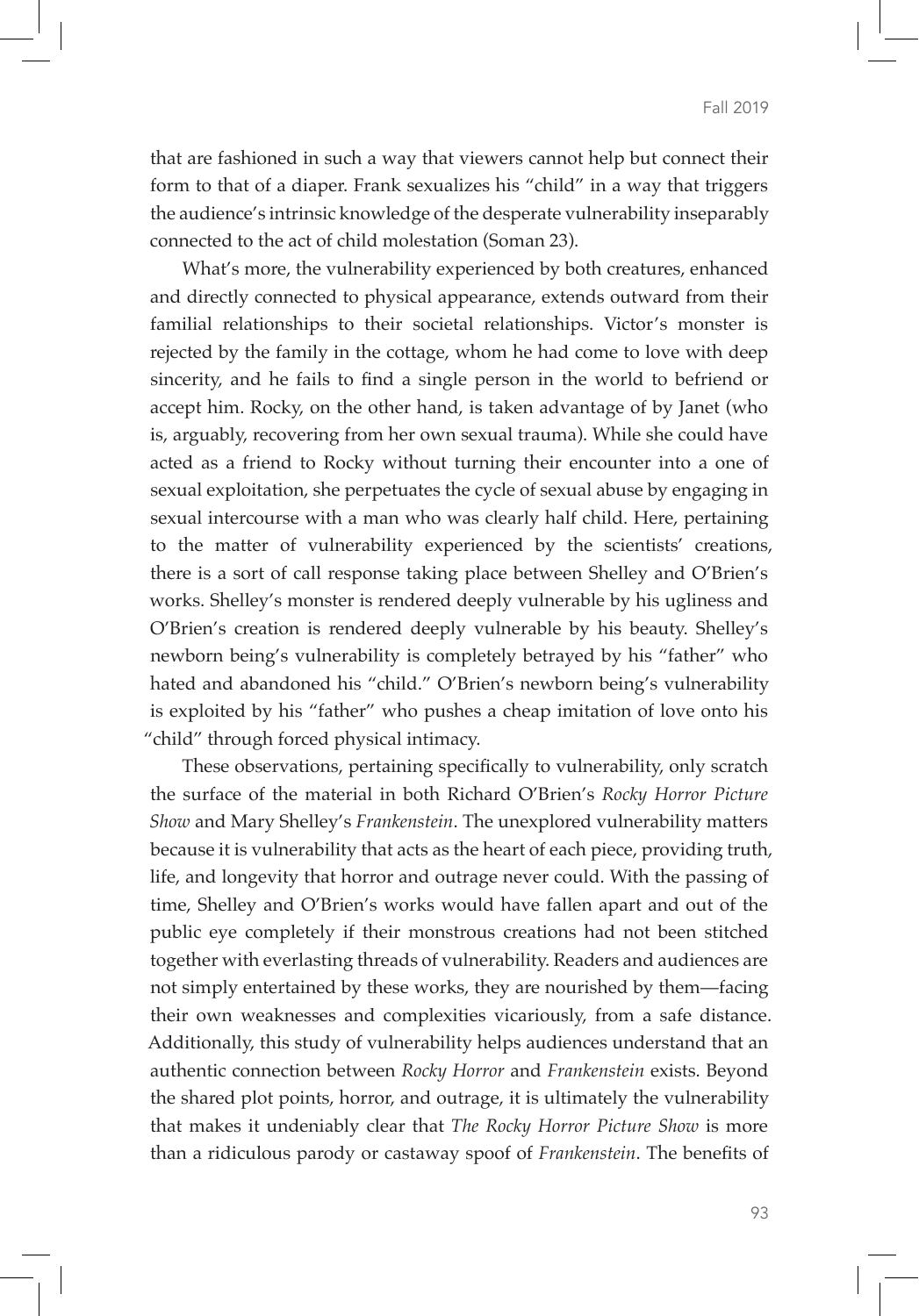that are fashioned in such a way that viewers cannot help but connect their form to that of a diaper. Frank sexualizes his "child" in a way that triggers the audience's intrinsic knowledge of the desperate vulnerability inseparably connected to the act of child molestation (Soman 23).

What's more, the vulnerability experienced by both creatures, enhanced and directly connected to physical appearance, extends outward from their familial relationships to their societal relationships. Victor's monster is rejected by the family in the cottage, whom he had come to love with deep sincerity, and he fails to find a single person in the world to befriend or accept him. Rocky, on the other hand, is taken advantage of by Janet (who is, arguably, recovering from her own sexual trauma). While she could have acted as a friend to Rocky without turning their encounter into a one of sexual exploitation, she perpetuates the cycle of sexual abuse by engaging in sexual intercourse with a man who was clearly half child. Here, pertaining to the matter of vulnerability experienced by the scientists' creations, there is a sort of call response taking place between Shelley and O'Brien's works. Shelley's monster is rendered deeply vulnerable by his ugliness and O'Brien's creation is rendered deeply vulnerable by his beauty. Shelley's newborn being's vulnerability is completely betrayed by his "father" who hated and abandoned his "child." O'Brien's newborn being's vulnerability is exploited by his "father" who pushes a cheap imitation of love onto his "child" through forced physical intimacy.

These observations, pertaining specifically to vulnerability, only scratch the surface of the material in both Richard O'Brien's *Rocky Horror Picture Show* and Mary Shelley's *Frankenstein*. The unexplored vulnerability matters because it is vulnerability that acts as the heart of each piece, providing truth, life, and longevity that horror and outrage never could. With the passing of time, Shelley and O'Brien's works would have fallen apart and out of the public eye completely if their monstrous creations had not been stitched together with everlasting threads of vulnerability. Readers and audiences are not simply entertained by these works, they are nourished by them—facing their own weaknesses and complexities vicariously, from a safe distance. Additionally, this study of vulnerability helps audiences understand that an authentic connection between *Rocky Horror* and *Frankenstein* exists. Beyond the shared plot points, horror, and outrage, it is ultimately the vulnerability that makes it undeniably clear that *The Rocky Horror Picture Show* is more than a ridiculous parody or castaway spoof of *Frankenstein*. The benefits of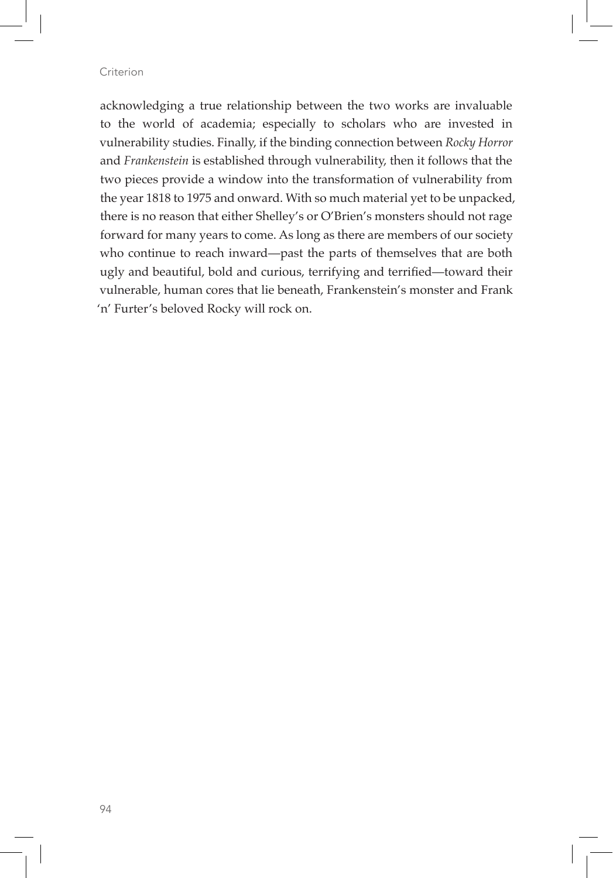acknowledging a true relationship between the two works are invaluable to the world of academia; especially to scholars who are invested in vulnerability studies. Finally, if the binding connection between *Rocky Horror* and *Frankenstein* is established through vulnerability, then it follows that the two pieces provide a window into the transformation of vulnerability from the year 1818 to 1975 and onward. With so much material yet to be unpacked, there is no reason that either Shelley's or O'Brien's monsters should not rage forward for many years to come. As long as there are members of our society who continue to reach inward—past the parts of themselves that are both ugly and beautiful, bold and curious, terrifying and terrified—toward their vulnerable, human cores that lie beneath, Frankenstein's monster and Frank 'n' Furter's beloved Rocky will rock on.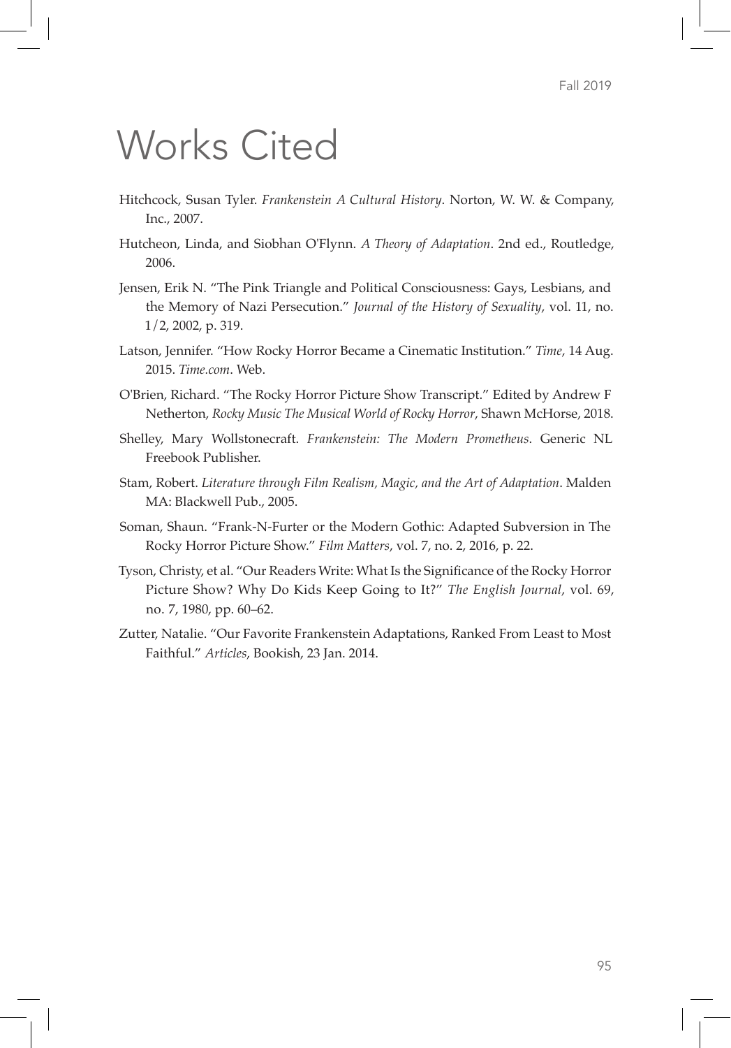# Works Cited

Hitchcock, Susan Tyler. *Frankenstein A Cultural History*. Norton, W. W. & Company, Inc., 2007.

Hutcheon, Linda, and Siobhan O'Flynn. *A Theory of Adaptation*. 2nd ed., Routledge, 2006.

Jensen, Erik N. "The Pink Triangle and Political Consciousness: Gays, Lesbians, and the Memory of Nazi Persecution." *Journal of the History of Sexuality*, vol. 11, no. 1/2, 2002, p. 319.

Latson, Jennifer. "How Rocky Horror Became a Cinematic Institution." *Time*, 14 Aug. 2015. *Time.com*. Web.

O'Brien, Richard. "The Rocky Horror Picture Show Transcript." Edited by Andrew F Netherton, *Rocky Music The Musical World of Rocky Horror*, Shawn McHorse, 2018.

Shelley, Mary Wollstonecraft. *Frankenstein: The Modern Prometheus*. Generic NL Freebook Publisher.

Stam, Robert. *Literature through Film Realism, Magic, and the Art of Adaptation*. Malden MA: Blackwell Pub., 2005.

Soman, Shaun. "Frank-N-Furter or the Modern Gothic: Adapted Subversion in The Rocky Horror Picture Show." *Film Matters*, vol. 7, no. 2, 2016, p. 22.

Tyson, Christy, et al. "Our Readers Write: What Is the Significance of the Rocky Horror Picture Show? Why Do Kids Keep Going to It?" *The English Journal*, vol. 69, no. 7, 1980, pp. 60–62.

Zutter, Natalie. "Our Favorite Frankenstein Adaptations, Ranked From Least to Most Faithful." *Articles*, Bookish, 23 Jan. 2014.